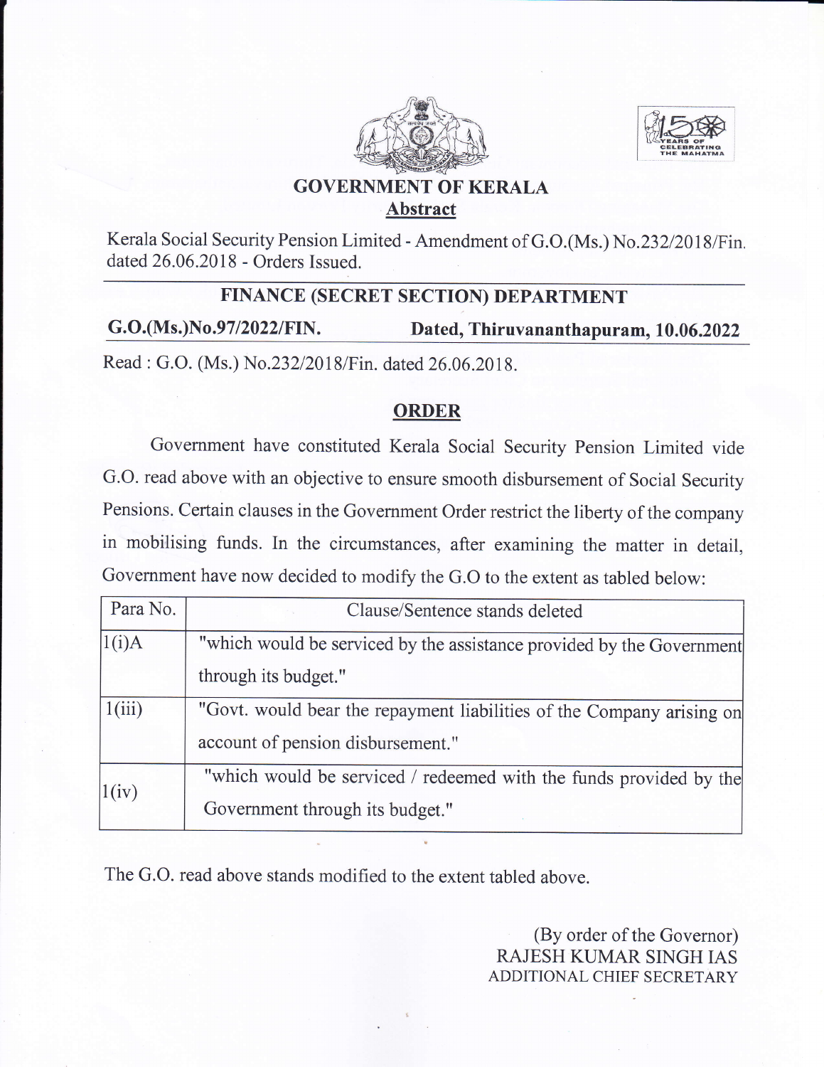# GOVERNMENT OF KERALA

## Abstract

Kerala Social Security Pension Limited - Amendment of G.O.(Ms.) No.232/2018/Fin. dated 26.06.2018 - Orders Issued.

---

### FINANCE (SECRET SECTION) DEPARTMENT

**G.O.(Ms.)No.97/2022/FIN.** **Dated, Thiruvananthapuram, 10.06.2022**

---

Read : G.O. (Ms.) No.232/2018/Fin. dated 26.06.2018.

## ORDER

Government have constituted Kerala Social Security Pension Limited vide G.O. read above with an objective to ensure smooth disbursement of Social Security Pensions. Certain clauses in the Government Order restrict the liberty of the company in mobilising funds. In the circumstances, after examining the matter in detail, Government have now decided to modify the G.O to the extent as tabled below:

| Para No. | Clause/Sentence stands deleted |
|---|---|
| 1(i)A | "which would be serviced by the assistance provided by the Government through its budget." |
| 1(iii) | "Govt. would bear the repayment liabilities of the Company arising on account of pension disbursement." |
| 1(iv) | "which would be serviced / redeemed with the funds provided by the Government through its budget." |

The G.O. read above stands modified to the extent tabled above.

(By order of the Governor)
RAJESH KUMAR SINGH IAS
ADDITIONAL CHIEF SECRETARY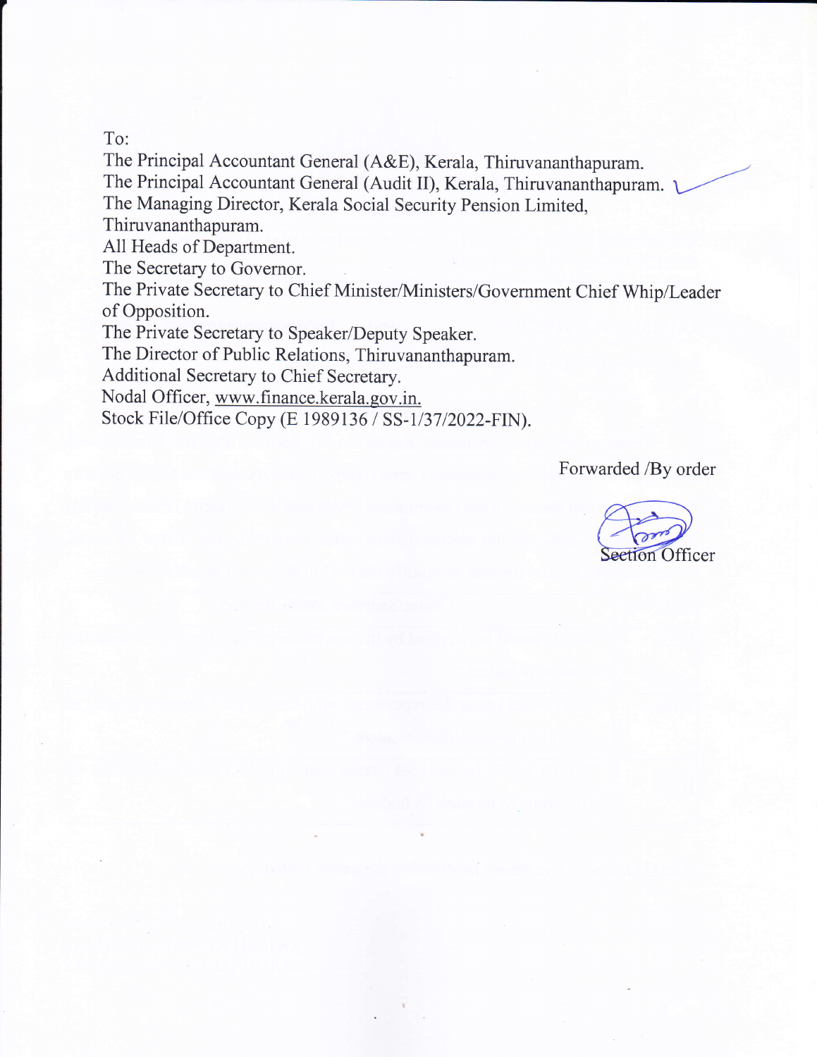To:

The Principal Accountant General (A&E), Kerala, Thiruvananthapuram.
The Principal Accountant General (Audit II), Kerala, Thiruvananthapuram.
The Managing Director, Kerala Social Security Pension Limited, Thiruvananthapuram.
All Heads of Department.
The Secretary to Governor.
The Private Secretary to Chief Minister/Ministers/Government Chief Whip/Leader of Opposition.
The Private Secretary to Speaker/Deputy Speaker.
The Director of Public Relations, Thiruvananthapuram.
Additional Secretary to Chief Secretary.
Nodal Officer, www.finance.kerala.gov.in.
Stock File/Office Copy (E 1989136 / SS-1/37/2022-FIN).

Forwarded /By order

Section Officer